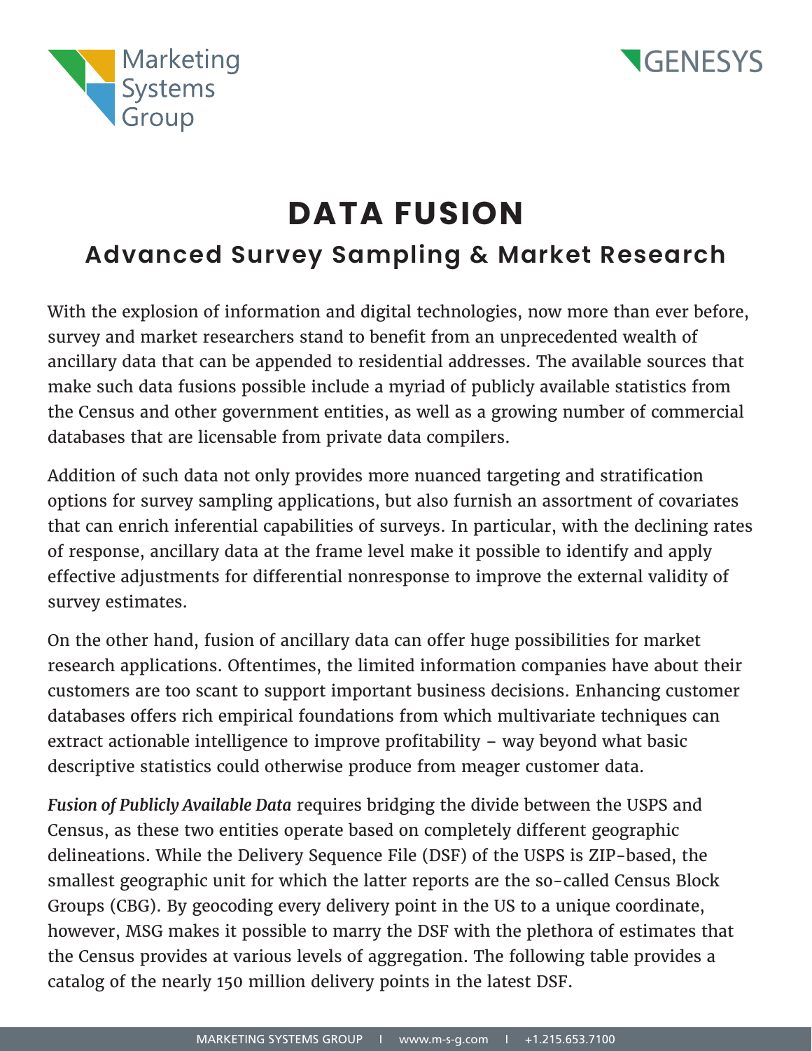Marketing Systems Group

GENESYS

# DATA FUSION

## Advanced Survey Sampling & Market Research

With the explosion of information and digital technologies, now more than ever before, survey and market researchers stand to benefit from an unprecedented wealth of ancillary data that can be appended to residential addresses. The available sources that make such data fusions possible include a myriad of publicly available statistics from the Census and other government entities, as well as a growing number of commercial databases that are licensable from private data compilers.

Addition of such data not only provides more nuanced targeting and stratification options for survey sampling applications, but also furnish an assortment of covariates that can enrich inferential capabilities of surveys. In particular, with the declining rates of response, ancillary data at the frame level make it possible to identify and apply effective adjustments for differential nonresponse to improve the external validity of survey estimates.

On the other hand, fusion of ancillary data can offer huge possibilities for market research applications. Oftentimes, the limited information companies have about their customers are too scant to support important business decisions. Enhancing customer databases offers rich empirical foundations from which multivariate techniques can extract actionable intelligence to improve profitability – way beyond what basic descriptive statistics could otherwise produce from meager customer data.

***Fusion of Publicly Available Data*** requires bridging the divide between the USPS and Census, as these two entities operate based on completely different geographic delineations. While the Delivery Sequence File (DSF) of the USPS is ZIP-based, the smallest geographic unit for which the latter reports are the so-called Census Block Groups (CBG). By geocoding every delivery point in the US to a unique coordinate, however, MSG makes it possible to marry the DSF with the plethora of estimates that the Census provides at various levels of aggregation. The following table provides a catalog of the nearly 150 million delivery points in the latest DSF.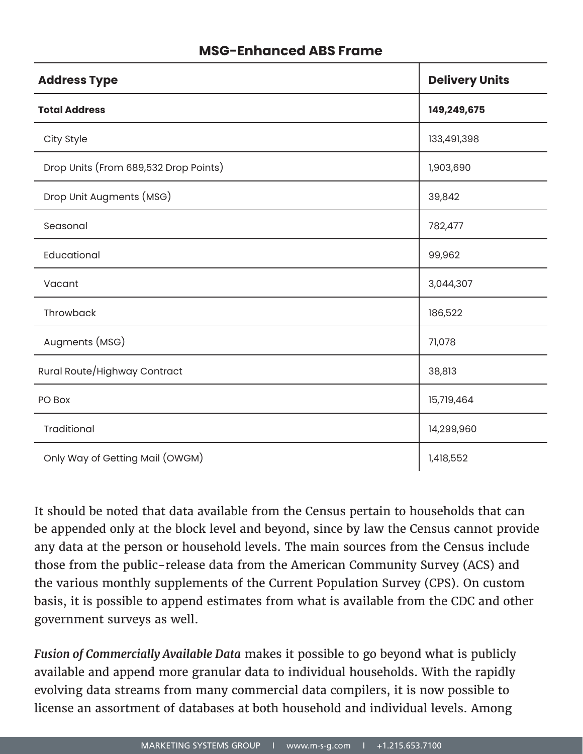**MSG-Enhanced ABS Frame**

| Address Type | Delivery Units |
|---|---|
| **Total Address** | **149,249,675** |
| City Style | 133,491,398 |
| Drop Units (From 689,532 Drop Points) | 1,903,690 |
| Drop Unit Augments (MSG) | 39,842 |
| Seasonal | 782,477 |
| Educational | 99,962 |
| Vacant | 3,044,307 |
| Throwback | 186,522 |
| Augments (MSG) | 71,078 |
| Rural Route/Highway Contract | 38,813 |
| PO Box | 15,719,464 |
| Traditional | 14,299,960 |
| Only Way of Getting Mail (OWGM) | 1,418,552 |

It should be noted that data available from the Census pertain to households that can be appended only at the block level and beyond, since by law the Census cannot provide any data at the person or household levels. The main sources from the Census include those from the public-release data from the American Community Survey (ACS) and the various monthly supplements of the Current Population Survey (CPS). On custom basis, it is possible to append estimates from what is available from the CDC and other government surveys as well.

***Fusion of Commercially Available Data*** makes it possible to go beyond what is publicly available and append more granular data to individual households. With the rapidly evolving data streams from many commercial data compilers, it is now possible to license an assortment of databases at both household and individual levels. Among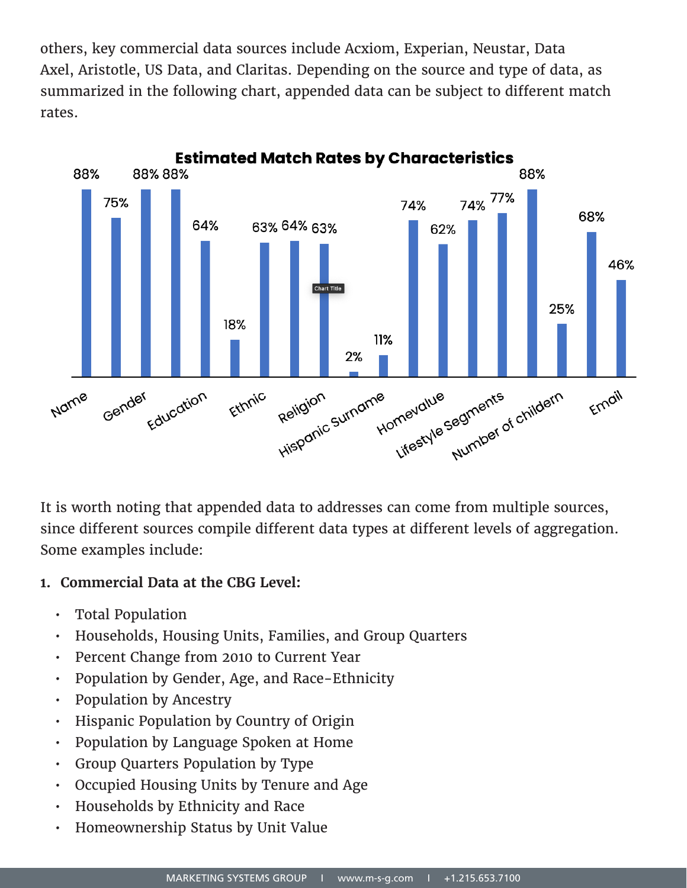others, key commercial data sources include Acxiom, Experian, Neustar, Data Axel, Aristotle, US Data, and Claritas. Depending on the source and type of data, as summarized in the following chart, appended data can be subject to different match rates.

**Estimated Match Rates by Characteristics**

| Characteristic | Estimated Match Rate |
| --- | --- |
| Name | 88% |
| | 75% |
| Gender | 88% |
| | 88% |
| Education | 64% |
| | 18% |
| Ethnic | 63% |
| | 64% |
| Religion | 63% |
| | 2% |
| Hispanic Surname | 11% |
| | 74% |
| Homevalue | 62% |
| | 74% |
| Lifestyle Segments | 77% |
| | 88% |
| Number of childern | 25% |
| | 68% |
| Email | 46% |

It is worth noting that appended data to addresses can come from multiple sources, since different sources compile different data types at different levels of aggregation. Some examples include:

1. **Commercial Data at the CBG Level:**
   - Total Population
   - Households, Housing Units, Families, and Group Quarters
   - Percent Change from 2010 to Current Year
   - Population by Gender, Age, and Race-Ethnicity
   - Population by Ancestry
   - Hispanic Population by Country of Origin
   - Population by Language Spoken at Home
   - Group Quarters Population by Type
   - Occupied Housing Units by Tenure and Age
   - Households by Ethnicity and Race
   - Homeownership Status by Unit Value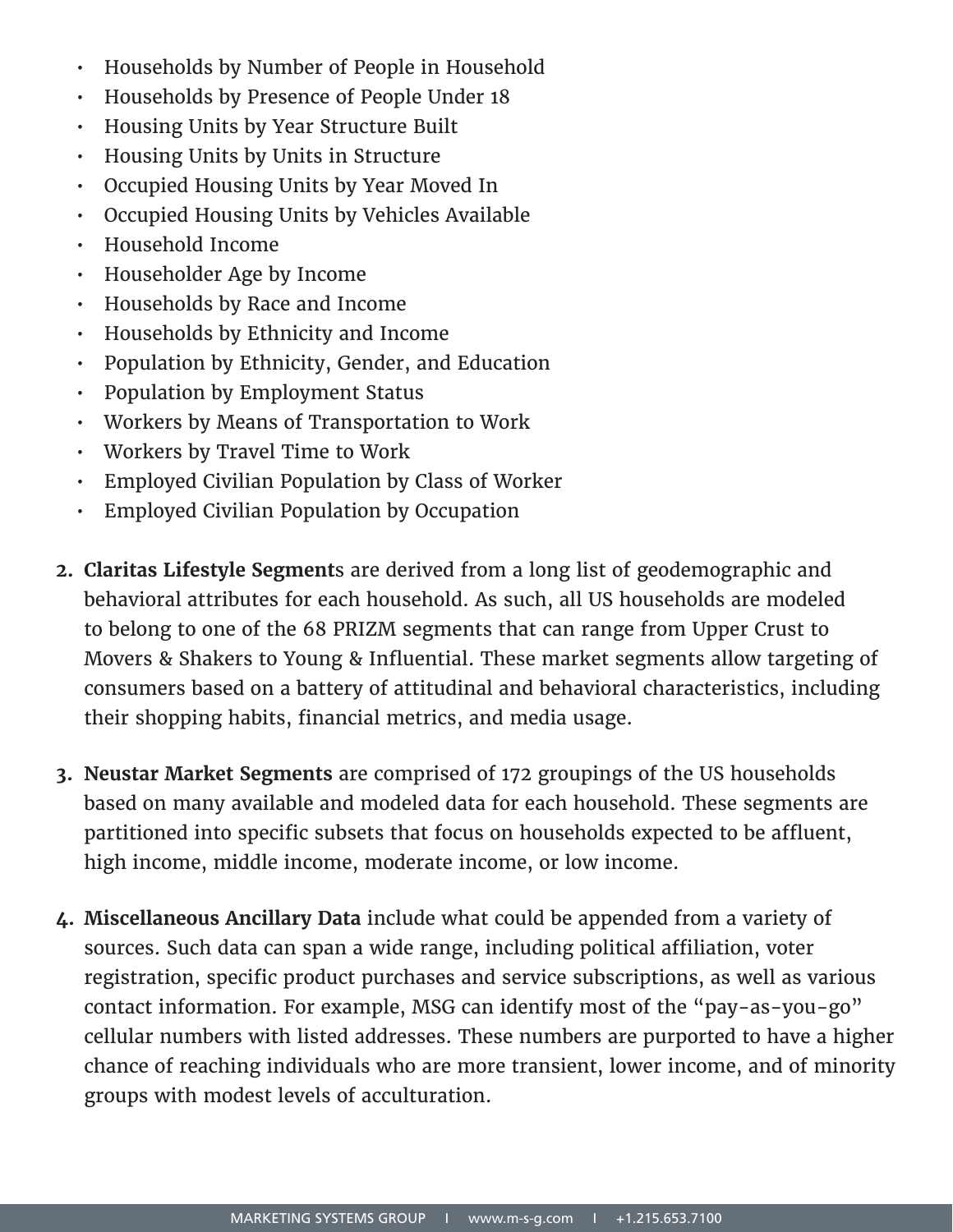- Households by Number of People in Household
- Households by Presence of People Under 18
- Housing Units by Year Structure Built
- Housing Units by Units in Structure
- Occupied Housing Units by Year Moved In
- Occupied Housing Units by Vehicles Available
- Household Income
- Householder Age by Income
- Households by Race and Income
- Households by Ethnicity and Income
- Population by Ethnicity, Gender, and Education
- Population by Employment Status
- Workers by Means of Transportation to Work
- Workers by Travel Time to Work
- Employed Civilian Population by Class of Worker
- Employed Civilian Population by Occupation

2. **Claritas Lifestyle Segment**s are derived from a long list of geodemographic and behavioral attributes for each household. As such, all US households are modeled to belong to one of the 68 PRIZM segments that can range from Upper Crust to Movers & Shakers to Young & Influential. These market segments allow targeting of consumers based on a battery of attitudinal and behavioral characteristics, including their shopping habits, financial metrics, and media usage.

3. **Neustar Market Segments** are comprised of 172 groupings of the US households based on many available and modeled data for each household. These segments are partitioned into specific subsets that focus on households expected to be affluent, high income, middle income, moderate income, or low income.

4. **Miscellaneous Ancillary Data** include what could be appended from a variety of sources. Such data can span a wide range, including political affiliation, voter registration, specific product purchases and service subscriptions, as well as various contact information. For example, MSG can identify most of the "pay-as-you-go" cellular numbers with listed addresses. These numbers are purported to have a higher chance of reaching individuals who are more transient, lower income, and of minority groups with modest levels of acculturation.